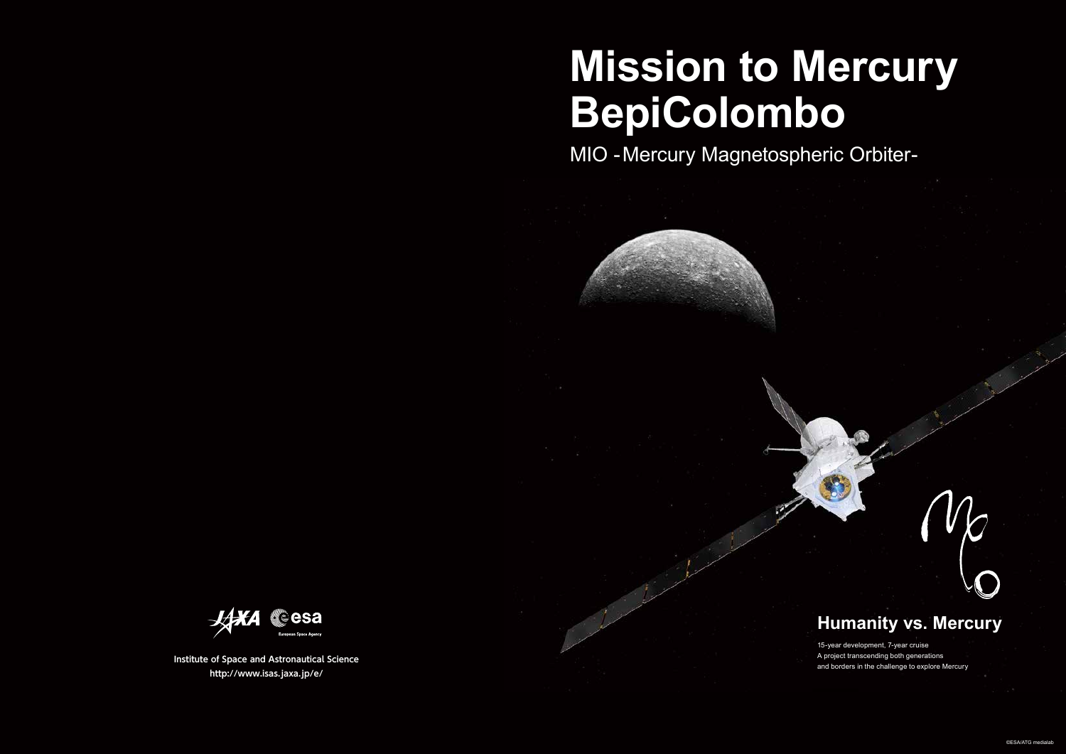# Mission to Mercury BepiColombo

MIO - Mercury Magnetospheric Orbiter-

## Humanity vs. Mercury

15-year development, 7-year cruise
A project transcending both generations
and borders in the challenge to explore Mercury

©ESA/ATG medialab

JAXA esa
European Space Agency

Institute of Space and Astronautical Science
http://www.isas.jaxa.jp/e/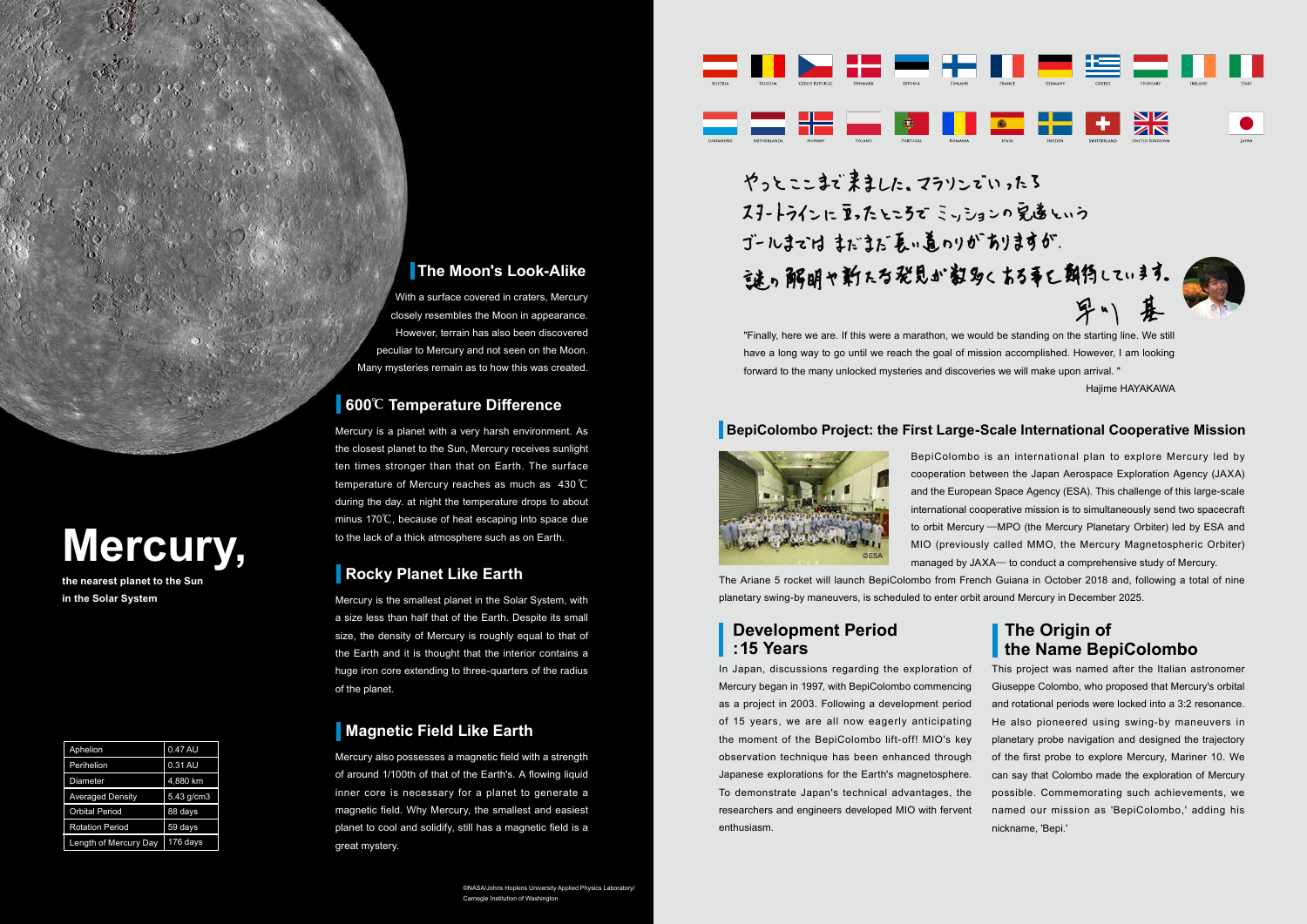# Mercury,

**the nearest planet to the Sun in the Solar System**

| Aphelion | 0.47 AU |
|---|---|
| Perihelion | 0.31 AU |
| Diameter | 4,880 km |
| Averaged Density | 5.43 g/cm3 |
| Orbital Period | 88 days |
| Rotation Period | 59 days |
| Length of Mercury Day | 176 days |

## The Moon's Look-Alike

With a surface covered in craters, Mercury closely resembles the Moon in appearance. However, terrain has also been discovered peculiar to Mercury and not seen on the Moon. Many mysteries remain as to how this was created.

## 600℃ Temperature Difference

Mercury is a planet with a very harsh environment. As the closest planet to the Sun, Mercury receives sunlight ten times stronger than that on Earth. The surface temperature of Mercury reaches as much as 430℃ during the day. at night the temperature drops to about minus 170℃, because of heat escaping into space due to the lack of a thick atmosphere such as on Earth.

## Rocky Planet Like Earth

Mercury is the smallest planet in the Solar System, with a size less than half that of the Earth. Despite its small size, the density of Mercury is roughly equal to that of the Earth and it is thought that the interior contains a huge iron core extending to three-quarters of the radius of the planet.

## Magnetic Field Like Earth

Mercury also possesses a magnetic field with a strength of around 1/100th of that of the Earth's. A flowing liquid inner core is necessary for a planet to generate a magnetic field. Why Mercury, the smallest and easiest planet to cool and solidify, still has a magnetic field is a great mystery.

©NASA/Johns Hopkins University Applied Physics Laboratory/Carnegie Institution of Washington

AUSTRIA BELGIUM CZECH REPUBLIC DENMARK ESTONIA FINLAND FRANCE GERMANY GREECE HUNGARY IRELAND ITALY
LUXEMBURG NETHERLANDS NORWAY POLAND PORTUGAL ROMANIA SPAIN SWEDEN SWITZERLAND UNITED KINGDOM JAPAN

やっとここまで来ました。マラソンでいったらスタートラインに立ったところでミッションの完遂というゴールまではまだまだ長い道のりがありますが、謎の解明や新たな発見が数多くある事を期待しています。
早川 基

"Finally, here we are. If this were a marathon, we would be standing on the starting line. We still have a long way to go until we reach the goal of mission accomplished. However, I am looking forward to the many unlocked mysteries and discoveries we will make upon arrival."

Hajime HAYAKAWA

## BepiColombo Project: the First Large-Scale International Cooperative Mission

©ESA

BepiColombo is an international plan to explore Mercury led by cooperation between the Japan Aerospace Exploration Agency (JAXA) and the European Space Agency (ESA). This challenge of this large-scale international cooperative mission is to simultaneously send two spacecraft to orbit Mercury —MPO (the Mercury Planetary Orbiter) led by ESA and MIO (previously called MMO, the Mercury Magnetospheric Orbiter) managed by JAXA— to conduct a comprehensive study of Mercury.

The Ariane 5 rocket will launch BepiColombo from French Guiana in October 2018 and, following a total of nine planetary swing-by maneuvers, is scheduled to enter orbit around Mercury in December 2025.

## Development Period :15 Years

In Japan, discussions regarding the exploration of Mercury began in 1997, with BepiColombo commencing as a project in 2003. Following a development period of 15 years, we are all now eagerly anticipating the moment of the BepiColombo lift-off! MIO's key observation technique has been enhanced through Japanese explorations for the Earth's magnetosphere. To demonstrate Japan's technical advantages, the researchers and engineers developed MIO with fervent enthusiasm.

## The Origin of the Name BepiColombo

This project was named after the Italian astronomer Giuseppe Colombo, who proposed that Mercury's orbital and rotational periods were locked into a 3:2 resonance. He also pioneered using swing-by maneuvers in planetary probe navigation and designed the trajectory of the first probe to explore Mercury, Mariner 10. We can say that Colombo made the exploration of Mercury possible. Commemorating such achievements, we named our mission as 'BepiColombo,' adding his nickname, 'Bepi.'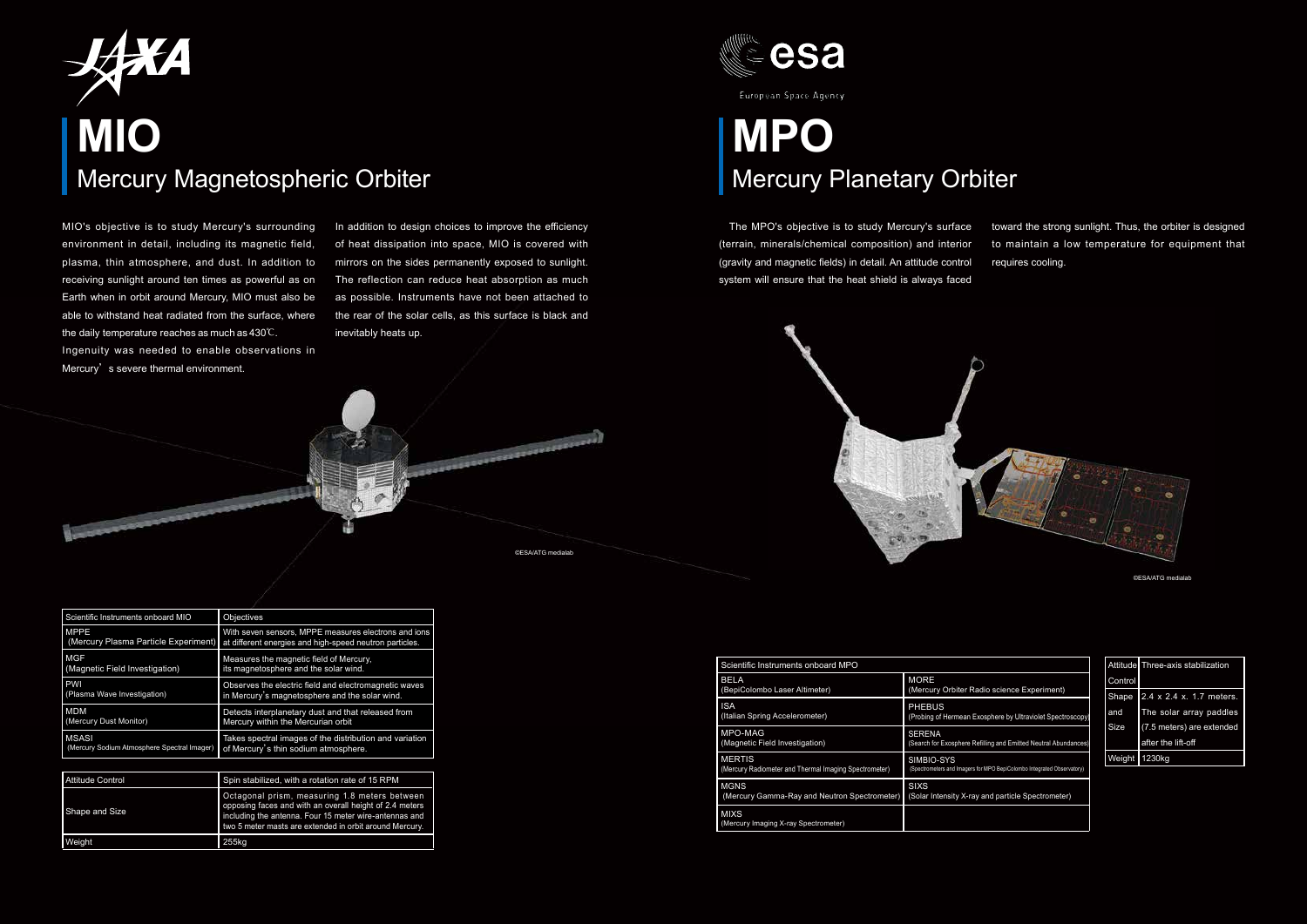JAXA

# MIO

## Mercury Magnetospheric Orbiter

MIO's objective is to study Mercury's surrounding environment in detail, including its magnetic field, plasma, thin atmosphere, and dust. In addition to receiving sunlight around ten times as powerful as on Earth when in orbit around Mercury, MIO must also be able to withstand heat radiated from the surface, where the daily temperature reaches as much as 430℃.

Ingenuity was needed to enable observations in Mercury's severe thermal environment.

In addition to design choices to improve the efficiency of heat dissipation into space, MIO is covered with mirrors on the sides permanently exposed to sunlight. The reflection can reduce heat absorption as much as possible. Instruments have not been attached to the rear of the solar cells, as this surface is black and inevitably heats up.

©ESA/ATG medialab

| Scientific Instruments onboard MIO | Objectives |
|---|---|
| MPPE (Mercury Plasma Particle Experiment) | With seven sensors, MPPE measures electrons and ions at different energies and high-speed neutron particles. |
| MGF (Magnetic Field Investigation) | Measures the magnetic field of Mercury, its magnetosphere and the solar wind. |
| PWI (Plasma Wave Investigation) | Observes the electric field and electromagnetic waves in Mercury's magnetosphere and the solar wind. |
| MDM (Mercury Dust Monitor) | Detects interplanetary dust and that released from Mercury within the Mercurian orbit |
| MSASI (Mercury Sodium Atmosphere Spectral Imager) | Takes spectral images of the distribution and variation of Mercury's thin sodium atmosphere. |

| Attitude Control | Spin stabilized, with a rotation rate of 15 RPM |
|---|---|
| Shape and Size | Octagonal prism, measuring 1.8 meters between opposing faces and with an overall height of 2.4 meters including the antenna. Four 15 meter wire-antennas and two 5 meter masts are extended in orbit around Mercury. |
| Weight | 255kg |

esa

European Space Agency

# MPO

## Mercury Planetary Orbiter

The MPO's objective is to study Mercury's surface (terrain, minerals/chemical composition) and interior (gravity and magnetic fields) in detail. An attitude control system will ensure that the heat shield is always faced toward the strong sunlight. Thus, the orbiter is designed to maintain a low temperature for equipment that requires cooling.

©ESA/ATG medialab

| Scientific Instruments onboard MPO | |
|---|---|
| BELA (BepiColombo Laser Altimeter) | MORE (Mercury Orbiter Radio science Experiment) |
| ISA (Italian Spring Accelerometer) | PHEBUS (Probing of Hermean Exosphere by Ultraviolet Spectroscopy) |
| MPO-MAG (Magnetic Field Investigation) | SERENA (Search for Exosphere Refilling and Emitted Neutral Abundances) |
| MERTIS (Mercury Radiometer and Thermal Imaging Spectrometer) | SIMBIO-SYS (Spectrometers and Imagers for MPO BepiColombo Integrated Observatory) |
| MGNS (Mercury Gamma-Ray and Neutron Spectrometer) | SIXS (Solar Intensity X-ray and particle Spectrometer) |
| MIXS (Mercury Imaging X-ray Spectrometer) | |

| Attitude Control | Three-axis stabilization |
|---|---|
| Shape and Size | 2.4 x 2.4 x. 1.7 meters. The solar array paddles (7.5 meters) are extended after the lift-off |
| Weight | 1230kg |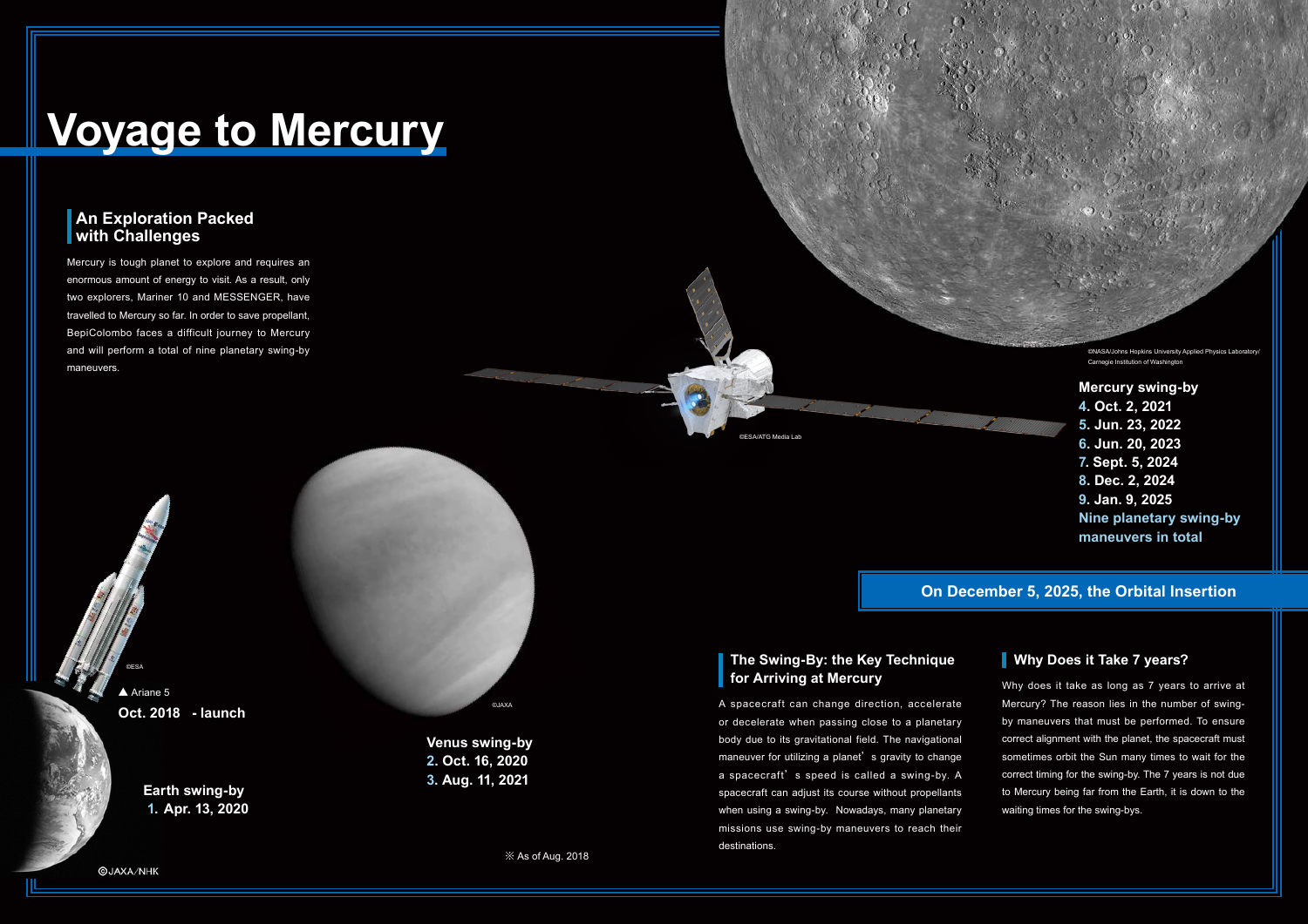# Voyage to Mercury

## An Exploration Packed with Challenges

Mercury is tough planet to explore and requires an enormous amount of energy to visit. As a result, only two explorers, Mariner 10 and MESSENGER, have travelled to Mercury so far. In order to save propellant, BepiColombo faces a difficult journey to Mercury and will perform a total of nine planetary swing-by maneuvers.

©NASA/Johns Hopkins University Applied Physics Laboratory/ Carnegie Institution of Washington

©ESA/ATG Media Lab

**Mercury swing-by**
**4. Oct. 2, 2021**
**5. Jun. 23, 2022**
**6. Jun. 20, 2023**
**7. Sept. 5, 2024**
**8. Dec. 2, 2024**
**9. Jan. 9, 2025**
**Nine planetary swing-by maneuvers in total**

**On December 5, 2025, the Orbital Insertion**

©ESA

▲ Ariane 5

**Oct. 2018 - launch**

**Earth swing-by**
**1. Apr. 13, 2020**

©JAXA

**Venus swing-by**
**2. Oct. 16, 2020**
**3. Aug. 11, 2021**

©JAXA/NHK

※ As of Aug. 2018

## The Swing-By: the Key Technique for Arriving at Mercury

A spacecraft can change direction, accelerate or decelerate when passing close to a planetary body due to its gravitational field. The navigational maneuver for utilizing a planet's gravity to change a spacecraft's speed is called a swing-by. A spacecraft can adjust its course without propellants when using a swing-by. Nowadays, many planetary missions use swing-by maneuvers to reach their destinations.

## Why Does it Take 7 years?

Why does it take as long as 7 years to arrive at Mercury? The reason lies in the number of swing-by maneuvers that must be performed. To ensure correct alignment with the planet, the spacecraft must sometimes orbit the Sun many times to wait for the correct timing for the swing-by. The 7 years is not due to Mercury being far from the Earth, it is down to the waiting times for the swing-bys.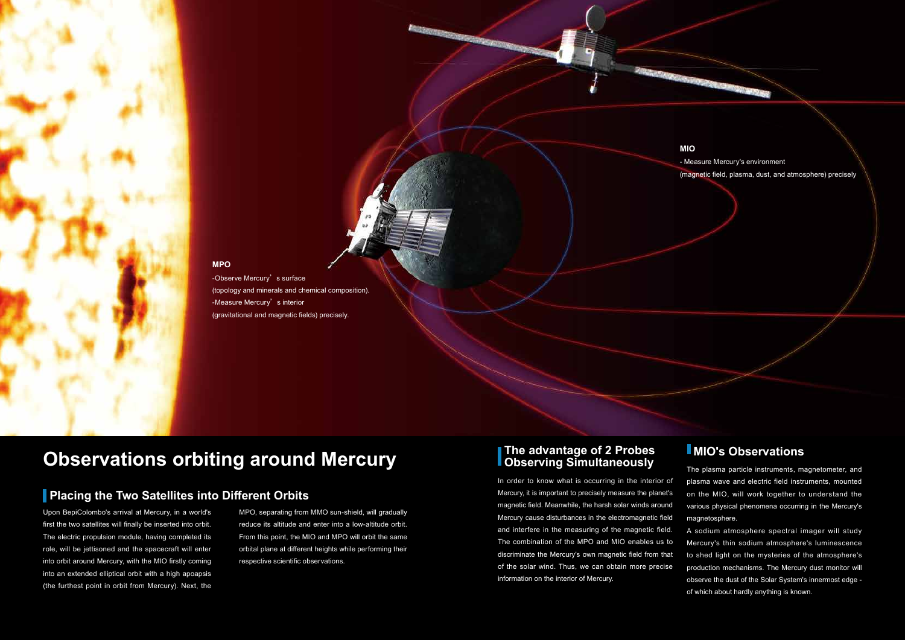**MIO**

- Measure Mercury's environment
(magnetic field, plasma, dust, and atmosphere) precisely

**MPO**

-Observe Mercury's surface
(topology and minerals and chemical composition).
-Measure Mercury's interior
(gravitational and magnetic fields) precisely.

# Observations orbiting around Mercury

## Placing the Two Satellites into Different Orbits

Upon BepiColombo's arrival at Mercury, in a world's first the two satellites will finally be inserted into orbit. The electric propulsion module, having completed its role, will be jettisoned and the spacecraft will enter into orbit around Mercury, with the MIO firstly coming into an extended elliptical orbit with a high apoapsis (the furthest point in orbit from Mercury). Next, the MPO, separating from MMO sun-shield, will gradually reduce its altitude and enter into a low-altitude orbit. From this point, the MIO and MPO will orbit the same orbital plane at different heights while performing their respective scientific observations.

## The advantage of 2 Probes Observing Simultaneously

In order to know what is occurring in the interior of Mercury, it is important to precisely measure the planet's magnetic field. Meanwhile, the harsh solar winds around Mercury cause disturbances in the electromagnetic field and interfere in the measuring of the magnetic field. The combination of the MPO and MIO enables us to discriminate the Mercury's own magnetic field from that of the solar wind. Thus, we can obtain more precise information on the interior of Mercury.

## MIO's Observations

The plasma particle instruments, magnetometer, and plasma wave and electric field instruments, mounted on the MIO, will work together to understand the various physical phenomena occurring in the Mercury's magnetosphere.

A sodium atmosphere spectral imager will study Mercury's thin sodium atmosphere's luminescence to shed light on the mysteries of the atmosphere's production mechanisms. The Mercury dust monitor will observe the dust of the Solar System's innermost edge - of which about hardly anything is known.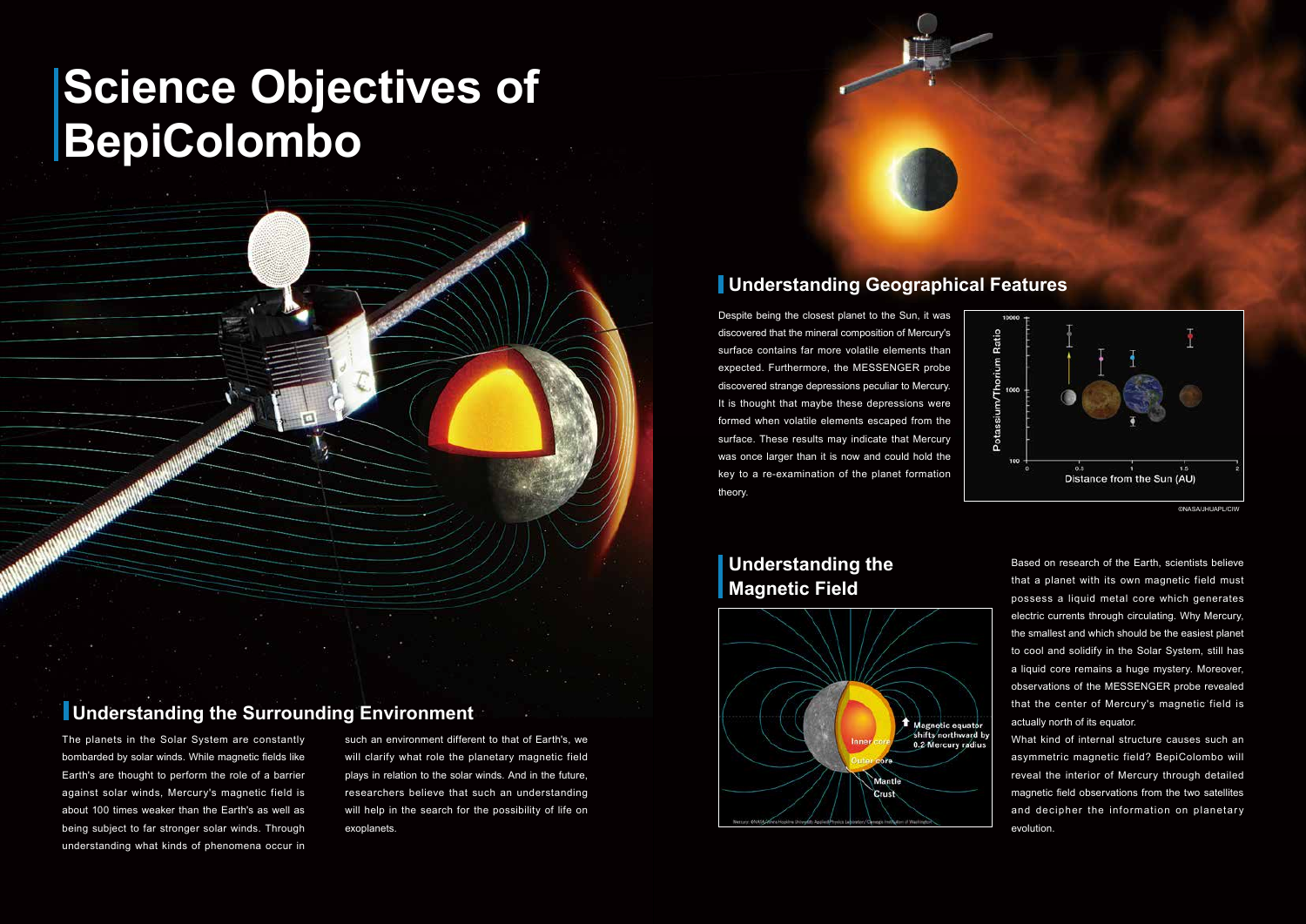# Science Objectives of BepiColombo

## Understanding Geographical Features

Despite being the closest planet to the Sun, it was discovered that the mineral composition of Mercury's surface contains far more volatile elements than expected. Furthermore, the MESSENGER probe discovered strange depressions peculiar to Mercury. It is thought that maybe these depressions were formed when volatile elements escaped from the surface. These results may indicate that Mercury was once larger than it is now and could hold the key to a re-examination of the planet formation theory.

Potassium/Thorium Ratio

10000

1000

100

0

0.5

1

1.5

2

Distance from the Sun (AU)

©NASA/JHUAPL/CIW

## Understanding the Magnetic Field

Inner core

Outer core

Mantle

Crust

Magnetic equator shifts northward by 0.2 Mercury radius

Based on research of the Earth, scientists believe that a planet with its own magnetic field must possess a liquid metal core which generates electric currents through circulating. Why Mercury, the smallest and which should be the easiest planet to cool and solidify in the Solar System, still has a liquid core remains a huge mystery. Moreover, observations of the MESSENGER probe revealed that the center of Mercury's magnetic field is actually north of its equator.

What kind of internal structure causes such an asymmetric magnetic field? BepiColombo will reveal the interior of Mercury through detailed magnetic field observations from the two satellites and decipher the information on planetary evolution.

## Understanding the Surrounding Environment

The planets in the Solar System are constantly bombarded by solar winds. While magnetic fields like Earth's are thought to perform the role of a barrier against solar winds, Mercury's magnetic field is about 100 times weaker than the Earth's as well as being subject to far stronger solar winds. Through understanding what kinds of phenomena occur in such an environment different to that of Earth's, we will clarify what role the planetary magnetic field plays in relation to the solar winds. And in the future, researchers believe that such an understanding will help in the search for the possibility of life on exoplanets.